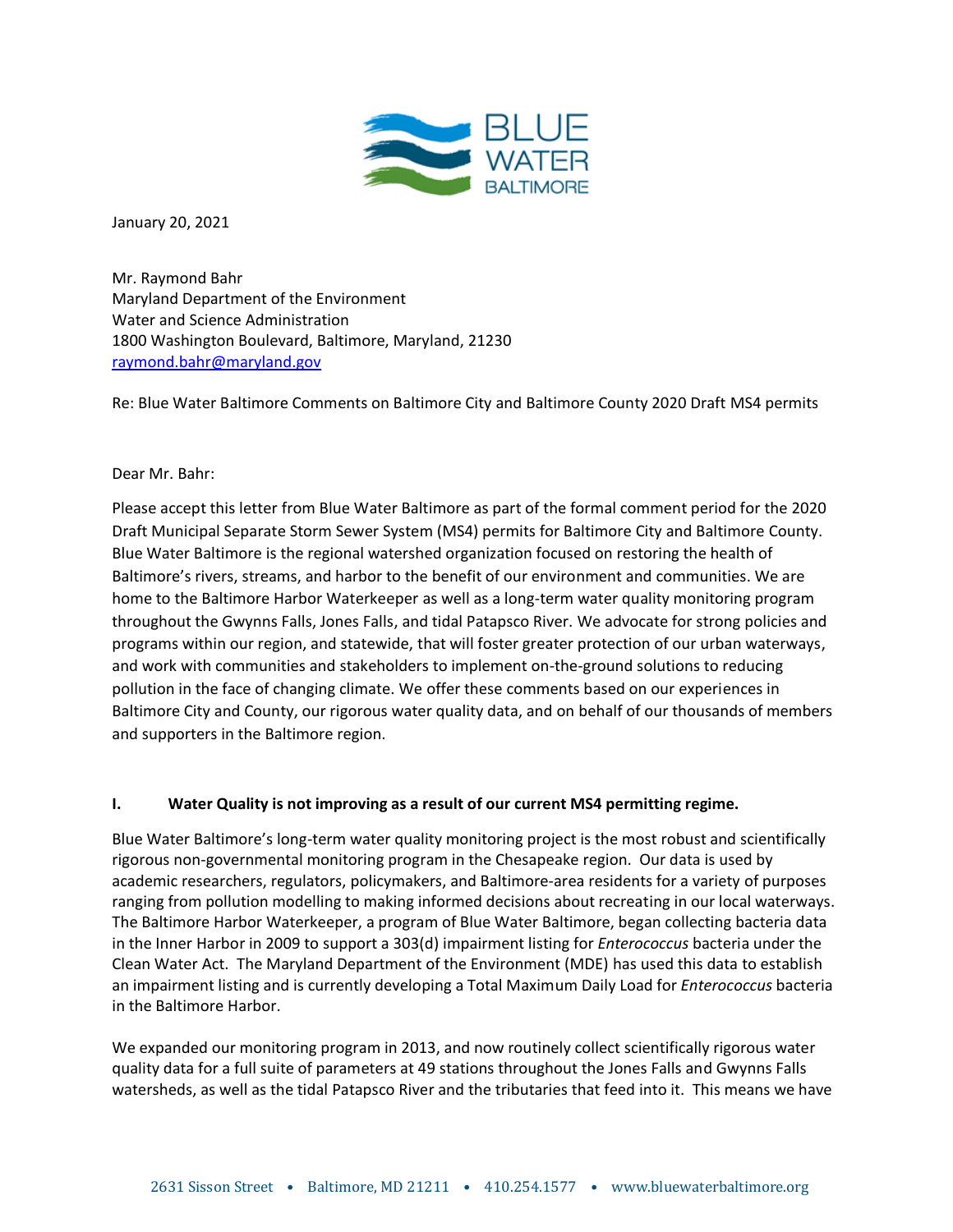BLUE WATER BALTIMORE

January 20, 2021

Mr. Raymond Bahr
Maryland Department of the Environment
Water and Science Administration
1800 Washington Boulevard, Baltimore, Maryland, 21230
raymond.bahr@maryland.gov

Re: Blue Water Baltimore Comments on Baltimore City and Baltimore County 2020 Draft MS4 permits

Dear Mr. Bahr:

Please accept this letter from Blue Water Baltimore as part of the formal comment period for the 2020 Draft Municipal Separate Storm Sewer System (MS4) permits for Baltimore City and Baltimore County. Blue Water Baltimore is the regional watershed organization focused on restoring the health of Baltimore's rivers, streams, and harbor to the benefit of our environment and communities. We are home to the Baltimore Harbor Waterkeeper as well as a long-term water quality monitoring program throughout the Gwynns Falls, Jones Falls, and tidal Patapsco River. We advocate for strong policies and programs within our region, and statewide, that will foster greater protection of our urban waterways, and work with communities and stakeholders to implement on-the-ground solutions to reducing pollution in the face of changing climate. We offer these comments based on our experiences in Baltimore City and County, our rigorous water quality data, and on behalf of our thousands of members and supporters in the Baltimore region.

## I. Water Quality is not improving as a result of our current MS4 permitting regime.

Blue Water Baltimore's long-term water quality monitoring project is the most robust and scientifically rigorous non-governmental monitoring program in the Chesapeake region. Our data is used by academic researchers, regulators, policymakers, and Baltimore-area residents for a variety of purposes ranging from pollution modelling to making informed decisions about recreating in our local waterways. The Baltimore Harbor Waterkeeper, a program of Blue Water Baltimore, began collecting bacteria data in the Inner Harbor in 2009 to support a 303(d) impairment listing for *Enterococcus* bacteria under the Clean Water Act. The Maryland Department of the Environment (MDE) has used this data to establish an impairment listing and is currently developing a Total Maximum Daily Load for *Enterococcus* bacteria in the Baltimore Harbor.

We expanded our monitoring program in 2013, and now routinely collect scientifically rigorous water quality data for a full suite of parameters at 49 stations throughout the Jones Falls and Gwynns Falls watersheds, as well as the tidal Patapsco River and the tributaries that feed into it. This means we have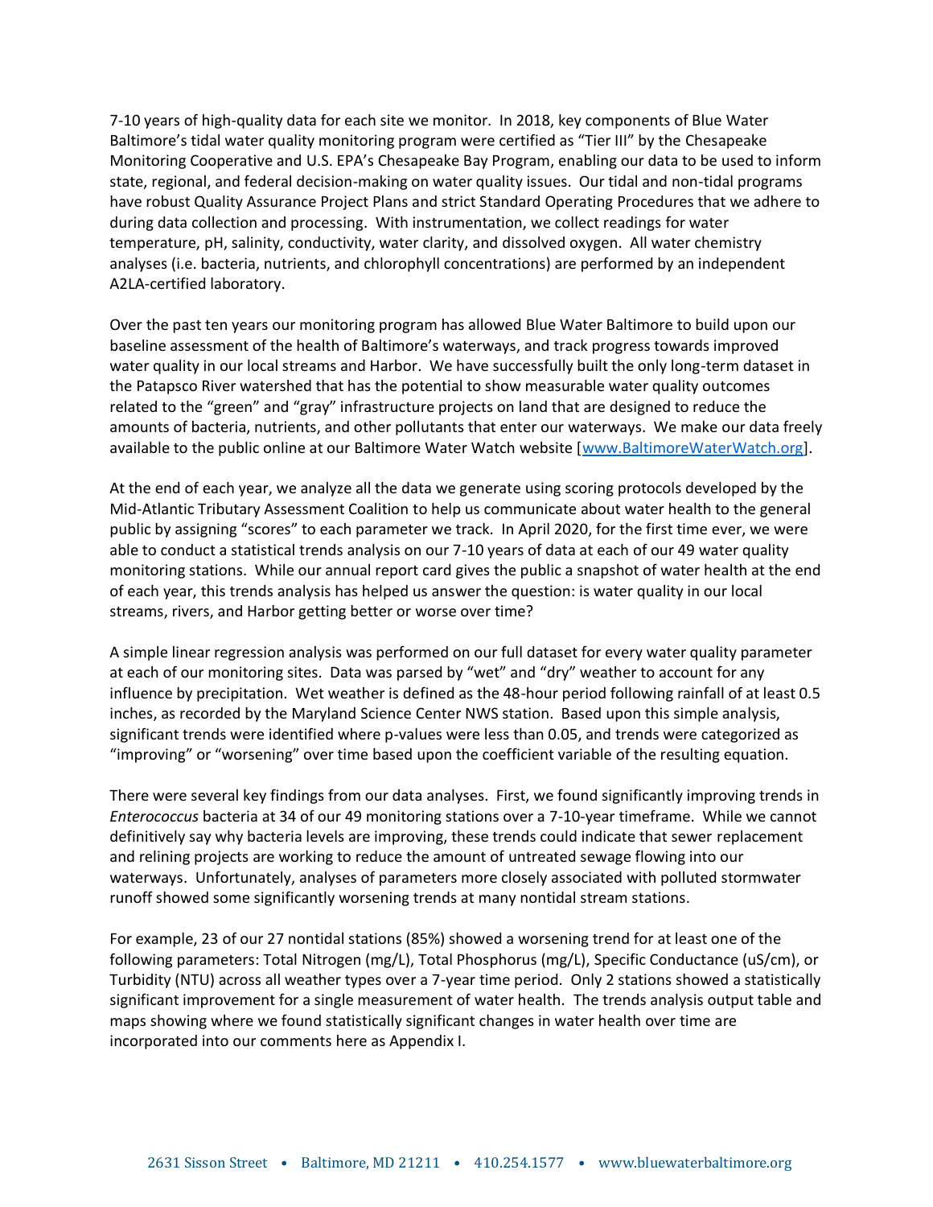7-10 years of high-quality data for each site we monitor. In 2018, key components of Blue Water Baltimore's tidal water quality monitoring program were certified as "Tier III" by the Chesapeake Monitoring Cooperative and U.S. EPA's Chesapeake Bay Program, enabling our data to be used to inform state, regional, and federal decision-making on water quality issues. Our tidal and non-tidal programs have robust Quality Assurance Project Plans and strict Standard Operating Procedures that we adhere to during data collection and processing. With instrumentation, we collect readings for water temperature, pH, salinity, conductivity, water clarity, and dissolved oxygen. All water chemistry analyses (i.e. bacteria, nutrients, and chlorophyll concentrations) are performed by an independent A2LA-certified laboratory.

Over the past ten years our monitoring program has allowed Blue Water Baltimore to build upon our baseline assessment of the health of Baltimore's waterways, and track progress towards improved water quality in our local streams and Harbor. We have successfully built the only long-term dataset in the Patapsco River watershed that has the potential to show measurable water quality outcomes related to the "green" and "gray" infrastructure projects on land that are designed to reduce the amounts of bacteria, nutrients, and other pollutants that enter our waterways. We make our data freely available to the public online at our Baltimore Water Watch website [www.BaltimoreWaterWatch.org].

At the end of each year, we analyze all the data we generate using scoring protocols developed by the Mid-Atlantic Tributary Assessment Coalition to help us communicate about water health to the general public by assigning "scores" to each parameter we track. In April 2020, for the first time ever, we were able to conduct a statistical trends analysis on our 7-10 years of data at each of our 49 water quality monitoring stations. While our annual report card gives the public a snapshot of water health at the end of each year, this trends analysis has helped us answer the question: is water quality in our local streams, rivers, and Harbor getting better or worse over time?

A simple linear regression analysis was performed on our full dataset for every water quality parameter at each of our monitoring sites. Data was parsed by "wet" and "dry" weather to account for any influence by precipitation. Wet weather is defined as the 48-hour period following rainfall of at least 0.5 inches, as recorded by the Maryland Science Center NWS station. Based upon this simple analysis, significant trends were identified where p-values were less than 0.05, and trends were categorized as "improving" or "worsening" over time based upon the coefficient variable of the resulting equation.

There were several key findings from our data analyses. First, we found significantly improving trends in *Enterococcus* bacteria at 34 of our 49 monitoring stations over a 7-10-year timeframe. While we cannot definitively say why bacteria levels are improving, these trends could indicate that sewer replacement and relining projects are working to reduce the amount of untreated sewage flowing into our waterways. Unfortunately, analyses of parameters more closely associated with polluted stormwater runoff showed some significantly worsening trends at many nontidal stream stations.

For example, 23 of our 27 nontidal stations (85%) showed a worsening trend for at least one of the following parameters: Total Nitrogen (mg/L), Total Phosphorus (mg/L), Specific Conductance (uS/cm), or Turbidity (NTU) across all weather types over a 7-year time period. Only 2 stations showed a statistically significant improvement for a single measurement of water health. The trends analysis output table and maps showing where we found statistically significant changes in water health over time are incorporated into our comments here as Appendix I.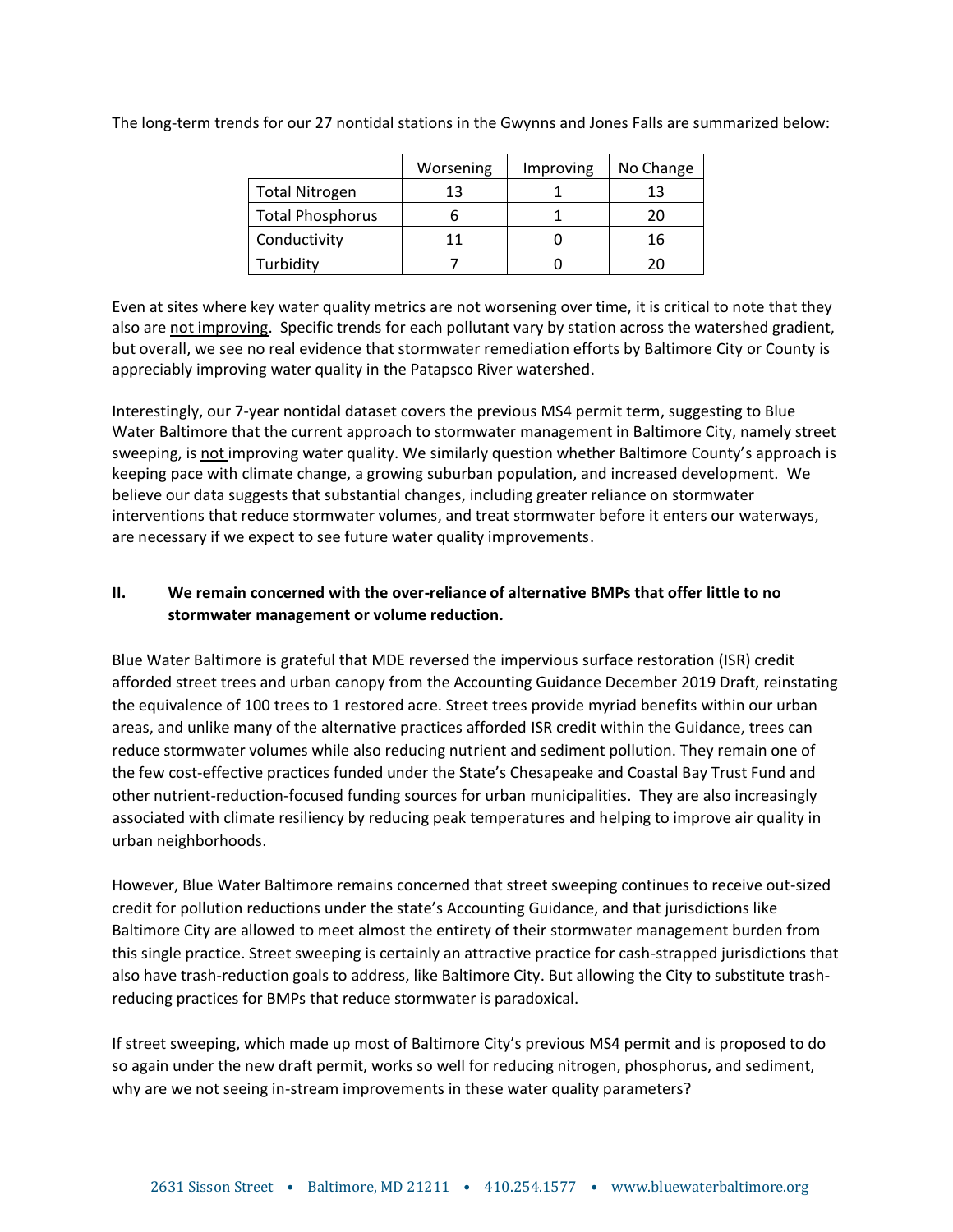The long-term trends for our 27 nontidal stations in the Gwynns and Jones Falls are summarized below:

| | Worsening | Improving | No Change |
|---|---|---|---|
| Total Nitrogen | 13 | 1 | 13 |
| Total Phosphorus | 6 | 1 | 20 |
| Conductivity | 11 | 0 | 16 |
| Turbidity | 7 | 0 | 20 |

Even at sites where key water quality metrics are not worsening over time, it is critical to note that they also are <u>not improving</u>. Specific trends for each pollutant vary by station across the watershed gradient, but overall, we see no real evidence that stormwater remediation efforts by Baltimore City or County is appreciably improving water quality in the Patapsco River watershed.

Interestingly, our 7-year nontidal dataset covers the previous MS4 permit term, suggesting to Blue Water Baltimore that the current approach to stormwater management in Baltimore City, namely street sweeping, is <u>not</u> improving water quality. We similarly question whether Baltimore County's approach is keeping pace with climate change, a growing suburban population, and increased development. We believe our data suggests that substantial changes, including greater reliance on stormwater interventions that reduce stormwater volumes, and treat stormwater before it enters our waterways, are necessary if we expect to see future water quality improvements.

## II. We remain concerned with the over-reliance of alternative BMPs that offer little to no stormwater management or volume reduction.

Blue Water Baltimore is grateful that MDE reversed the impervious surface restoration (ISR) credit afforded street trees and urban canopy from the Accounting Guidance December 2019 Draft, reinstating the equivalence of 100 trees to 1 restored acre. Street trees provide myriad benefits within our urban areas, and unlike many of the alternative practices afforded ISR credit within the Guidance, trees can reduce stormwater volumes while also reducing nutrient and sediment pollution. They remain one of the few cost-effective practices funded under the State's Chesapeake and Coastal Bay Trust Fund and other nutrient-reduction-focused funding sources for urban municipalities. They are also increasingly associated with climate resiliency by reducing peak temperatures and helping to improve air quality in urban neighborhoods.

However, Blue Water Baltimore remains concerned that street sweeping continues to receive out-sized credit for pollution reductions under the state's Accounting Guidance, and that jurisdictions like Baltimore City are allowed to meet almost the entirety of their stormwater management burden from this single practice. Street sweeping is certainly an attractive practice for cash-strapped jurisdictions that also have trash-reduction goals to address, like Baltimore City. But allowing the City to substitute trash-reducing practices for BMPs that reduce stormwater is paradoxical.

If street sweeping, which made up most of Baltimore City's previous MS4 permit and is proposed to do so again under the new draft permit, works so well for reducing nitrogen, phosphorus, and sediment, why are we not seeing in-stream improvements in these water quality parameters?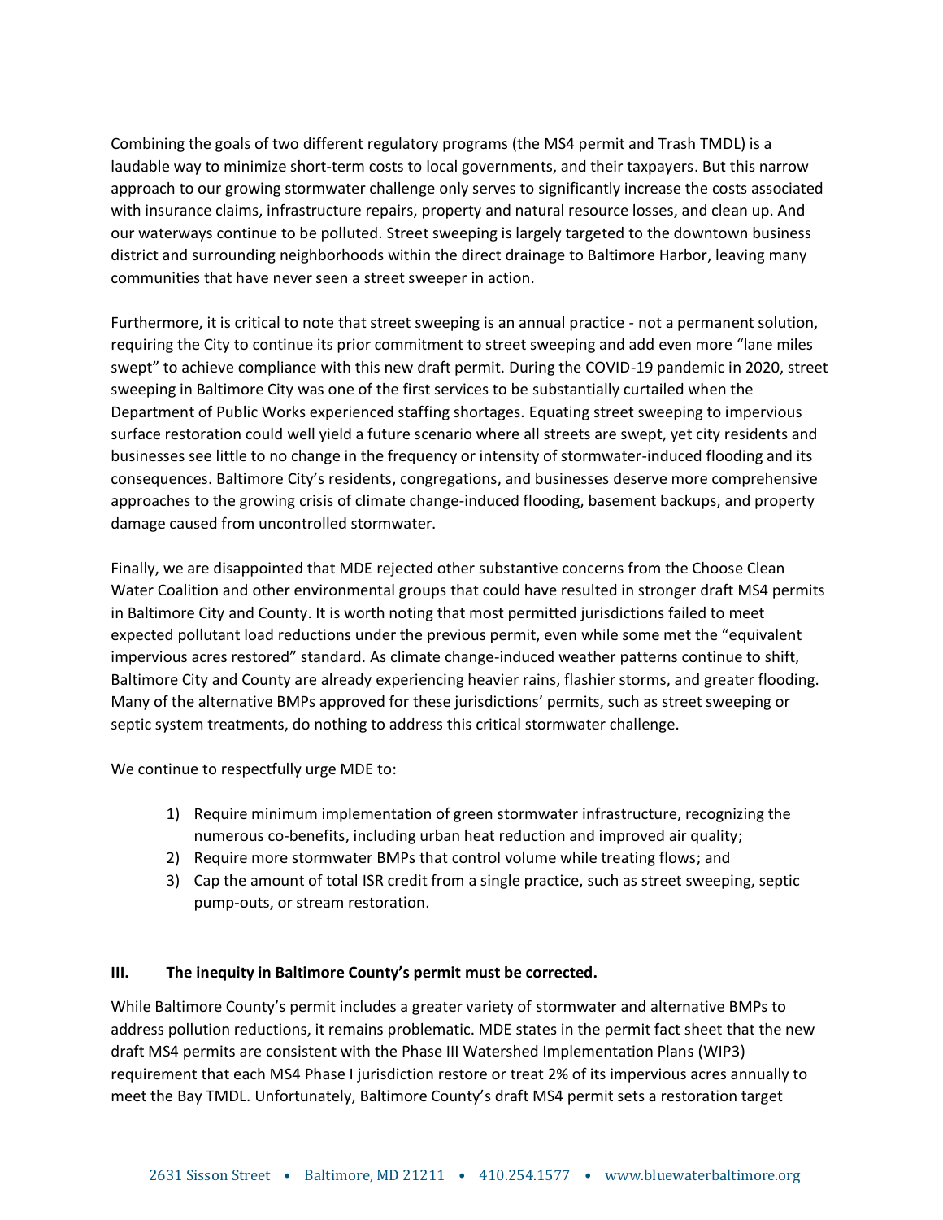Combining the goals of two different regulatory programs (the MS4 permit and Trash TMDL) is a laudable way to minimize short-term costs to local governments, and their taxpayers. But this narrow approach to our growing stormwater challenge only serves to significantly increase the costs associated with insurance claims, infrastructure repairs, property and natural resource losses, and clean up. And our waterways continue to be polluted. Street sweeping is largely targeted to the downtown business district and surrounding neighborhoods within the direct drainage to Baltimore Harbor, leaving many communities that have never seen a street sweeper in action.

Furthermore, it is critical to note that street sweeping is an annual practice - not a permanent solution, requiring the City to continue its prior commitment to street sweeping and add even more "lane miles swept" to achieve compliance with this new draft permit. During the COVID-19 pandemic in 2020, street sweeping in Baltimore City was one of the first services to be substantially curtailed when the Department of Public Works experienced staffing shortages. Equating street sweeping to impervious surface restoration could well yield a future scenario where all streets are swept, yet city residents and businesses see little to no change in the frequency or intensity of stormwater-induced flooding and its consequences. Baltimore City's residents, congregations, and businesses deserve more comprehensive approaches to the growing crisis of climate change-induced flooding, basement backups, and property damage caused from uncontrolled stormwater.

Finally, we are disappointed that MDE rejected other substantive concerns from the Choose Clean Water Coalition and other environmental groups that could have resulted in stronger draft MS4 permits in Baltimore City and County. It is worth noting that most permitted jurisdictions failed to meet expected pollutant load reductions under the previous permit, even while some met the "equivalent impervious acres restored" standard. As climate change-induced weather patterns continue to shift, Baltimore City and County are already experiencing heavier rains, flashier storms, and greater flooding. Many of the alternative BMPs approved for these jurisdictions' permits, such as street sweeping or septic system treatments, do nothing to address this critical stormwater challenge.

We continue to respectfully urge MDE to:

1) Require minimum implementation of green stormwater infrastructure, recognizing the numerous co-benefits, including urban heat reduction and improved air quality;
2) Require more stormwater BMPs that control volume while treating flows; and
3) Cap the amount of total ISR credit from a single practice, such as street sweeping, septic pump-outs, or stream restoration.

## III. The inequity in Baltimore County's permit must be corrected.

While Baltimore County's permit includes a greater variety of stormwater and alternative BMPs to address pollution reductions, it remains problematic. MDE states in the permit fact sheet that the new draft MS4 permits are consistent with the Phase III Watershed Implementation Plans (WIP3) requirement that each MS4 Phase I jurisdiction restore or treat 2% of its impervious acres annually to meet the Bay TMDL. Unfortunately, Baltimore County's draft MS4 permit sets a restoration target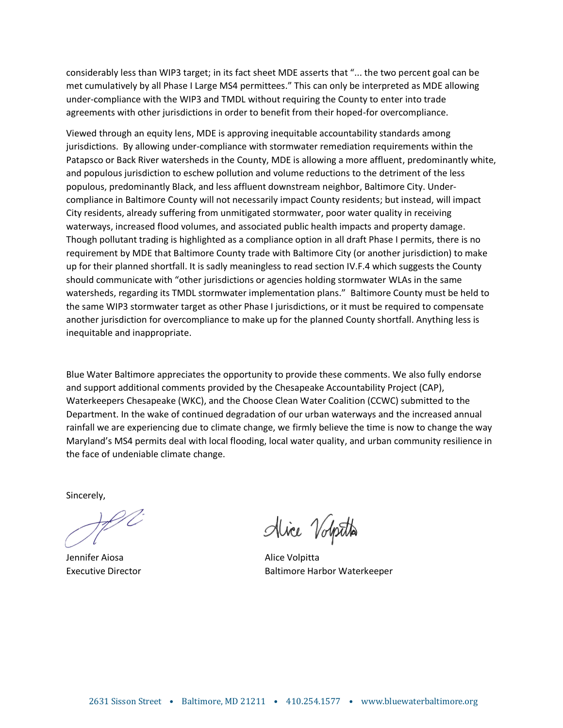considerably less than WIP3 target; in its fact sheet MDE asserts that "... the two percent goal can be met cumulatively by all Phase I Large MS4 permittees." This can only be interpreted as MDE allowing under-compliance with the WIP3 and TMDL without requiring the County to enter into trade agreements with other jurisdictions in order to benefit from their hoped-for overcompliance.

Viewed through an equity lens, MDE is approving inequitable accountability standards among jurisdictions. By allowing under-compliance with stormwater remediation requirements within the Patapsco or Back River watersheds in the County, MDE is allowing a more affluent, predominantly white, and populous jurisdiction to eschew pollution and volume reductions to the detriment of the less populous, predominantly Black, and less affluent downstream neighbor, Baltimore City. Under-compliance in Baltimore County will not necessarily impact County residents; but instead, will impact City residents, already suffering from unmitigated stormwater, poor water quality in receiving waterways, increased flood volumes, and associated public health impacts and property damage. Though pollutant trading is highlighted as a compliance option in all draft Phase I permits, there is no requirement by MDE that Baltimore County trade with Baltimore City (or another jurisdiction) to make up for their planned shortfall. It is sadly meaningless to read section IV.F.4 which suggests the County should communicate with "other jurisdictions or agencies holding stormwater WLAs in the same watersheds, regarding its TMDL stormwater implementation plans." Baltimore County must be held to the same WIP3 stormwater target as other Phase I jurisdictions, or it must be required to compensate another jurisdiction for overcompliance to make up for the planned County shortfall. Anything less is inequitable and inappropriate.

Blue Water Baltimore appreciates the opportunity to provide these comments. We also fully endorse and support additional comments provided by the Chesapeake Accountability Project (CAP), Waterkeepers Chesapeake (WKC), and the Choose Clean Water Coalition (CCWC) submitted to the Department. In the wake of continued degradation of our urban waterways and the increased annual rainfall we are experiencing due to climate change, we firmly believe the time is now to change the way Maryland's MS4 permits deal with local flooding, local water quality, and urban community resilience in the face of undeniable climate change.

Sincerely,

Jennifer Aiosa
Executive Director

Alice Volpitta
Baltimore Harbor Waterkeeper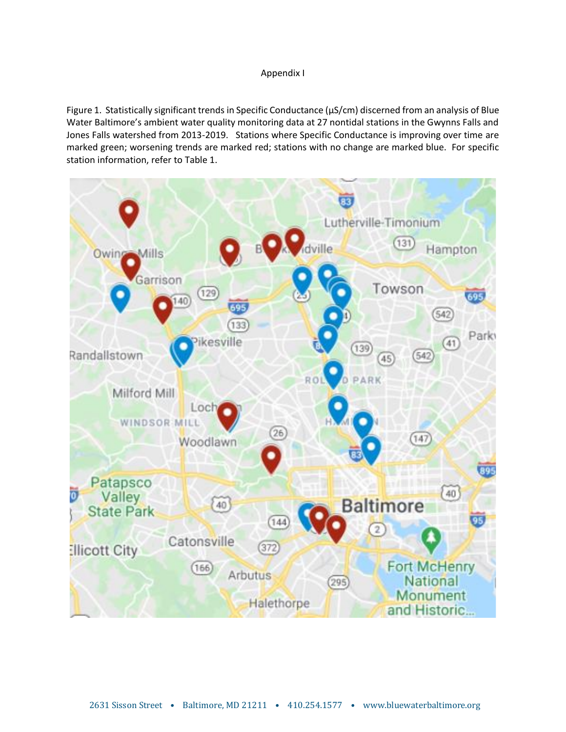Appendix I

Figure 1. Statistically significant trends in Specific Conductance (µS/cm) discerned from an analysis of Blue Water Baltimore's ambient water quality monitoring data at 27 nontidal stations in the Gwynns Falls and Jones Falls watershed from 2013-2019. Stations where Specific Conductance is improving over time are marked green; worsening trends are marked red; stations with no change are marked blue. For specific station information, refer to Table 1.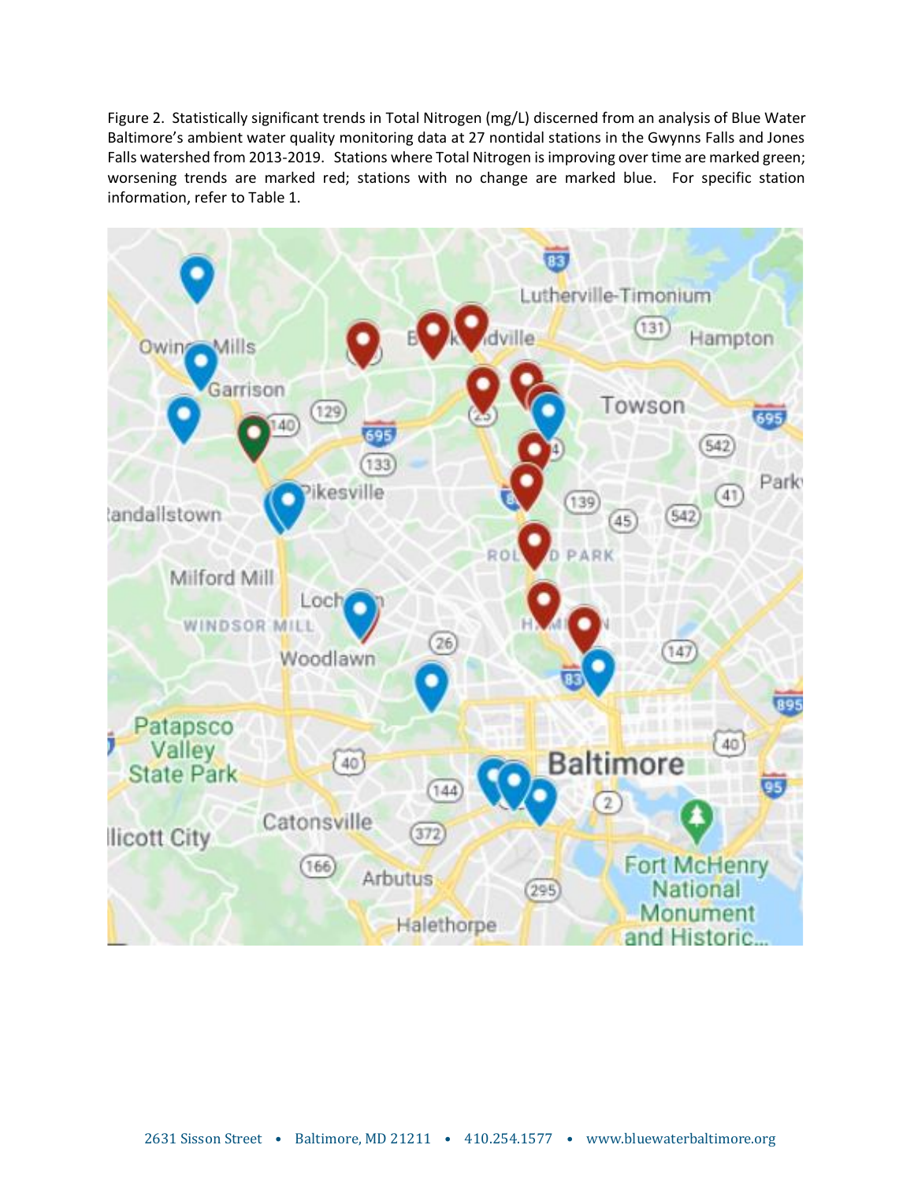Figure 2. Statistically significant trends in Total Nitrogen (mg/L) discerned from an analysis of Blue Water Baltimore's ambient water quality monitoring data at 27 nontidal stations in the Gwynns Falls and Jones Falls watershed from 2013-2019. Stations where Total Nitrogen is improving over time are marked green; worsening trends are marked red; stations with no change are marked blue. For specific station information, refer to Table 1.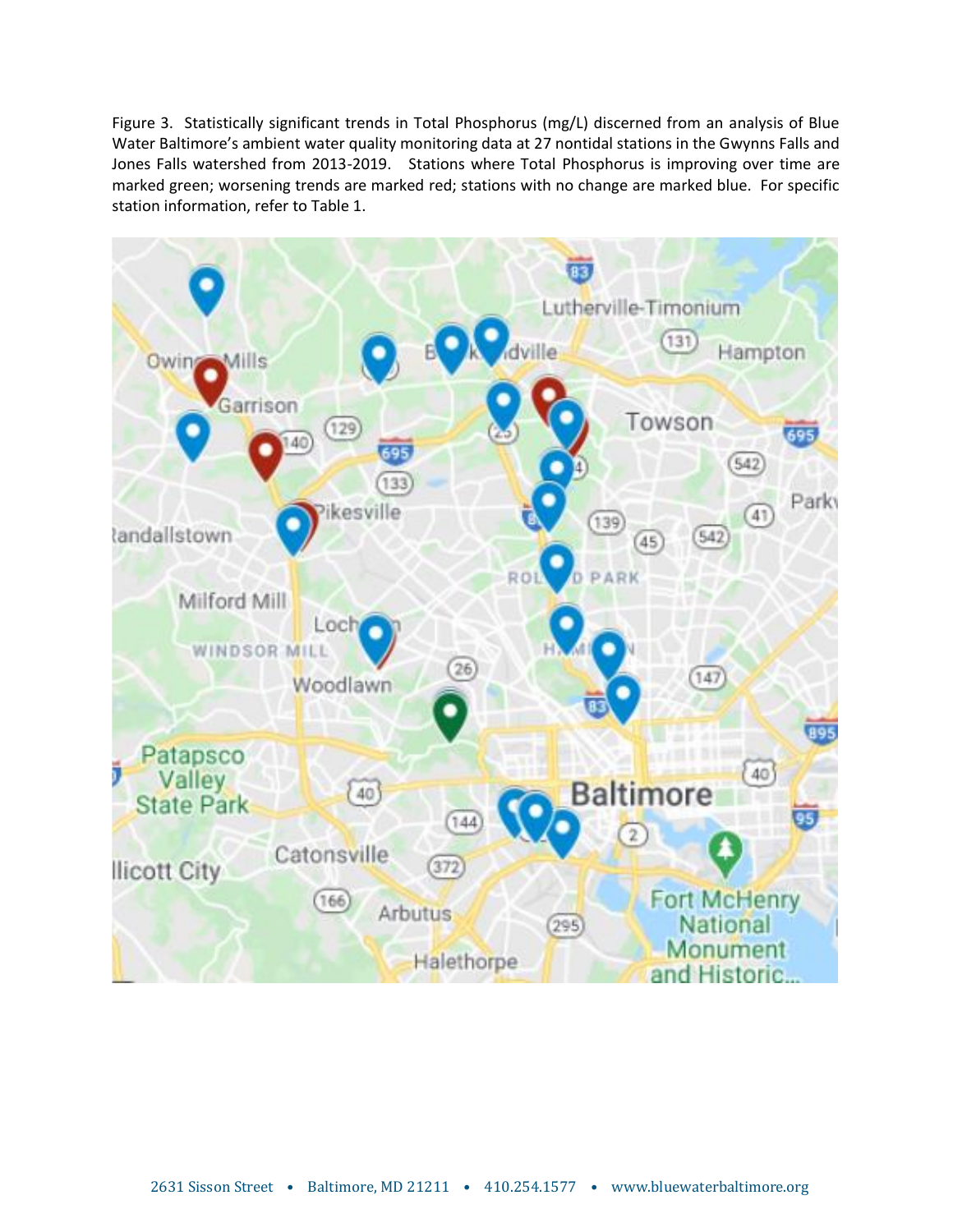Figure 3. Statistically significant trends in Total Phosphorus (mg/L) discerned from an analysis of Blue Water Baltimore's ambient water quality monitoring data at 27 nontidal stations in the Gwynns Falls and Jones Falls watershed from 2013-2019. Stations where Total Phosphorus is improving over time are marked green; worsening trends are marked red; stations with no change are marked blue. For specific station information, refer to Table 1.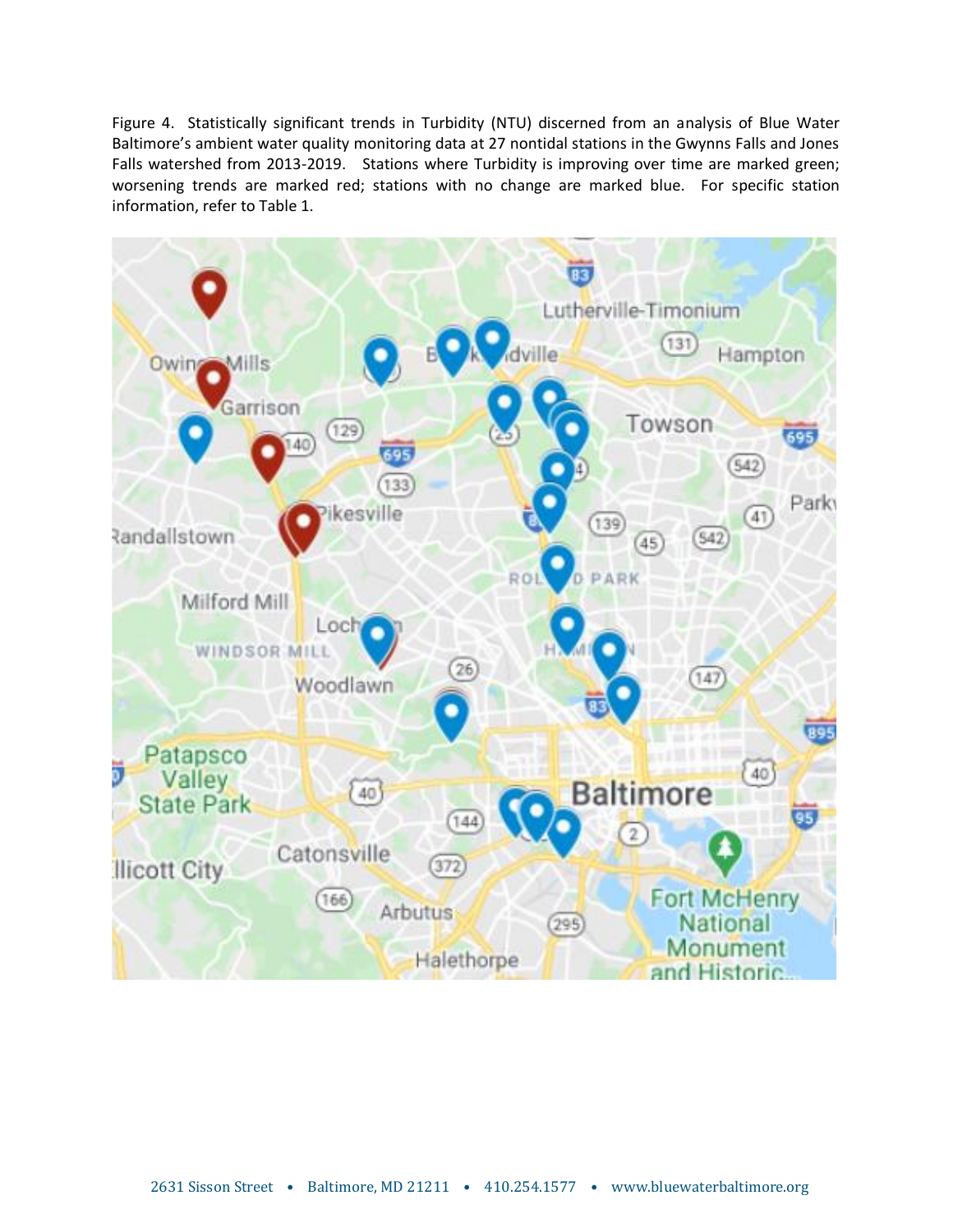Figure 4. Statistically significant trends in Turbidity (NTU) discerned from an analysis of Blue Water Baltimore's ambient water quality monitoring data at 27 nontidal stations in the Gwynns Falls and Jones Falls watershed from 2013-2019. Stations where Turbidity is improving over time are marked green; worsening trends are marked red; stations with no change are marked blue. For specific station information, refer to Table 1.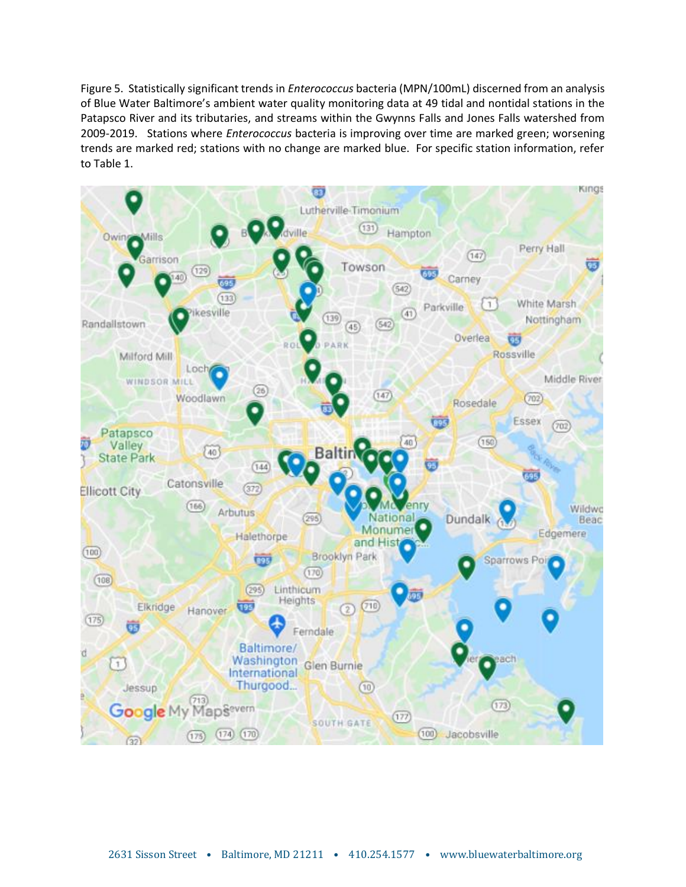Figure 5. Statistically significant trends in *Enterococcus* bacteria (MPN/100mL) discerned from an analysis of Blue Water Baltimore's ambient water quality monitoring data at 49 tidal and nontidal stations in the Patapsco River and its tributaries, and streams within the Gwynns Falls and Jones Falls watershed from 2009-2019. Stations where *Enterococcus* bacteria is improving over time are marked green; worsening trends are marked red; stations with no change are marked blue. For specific station information, refer to Table 1.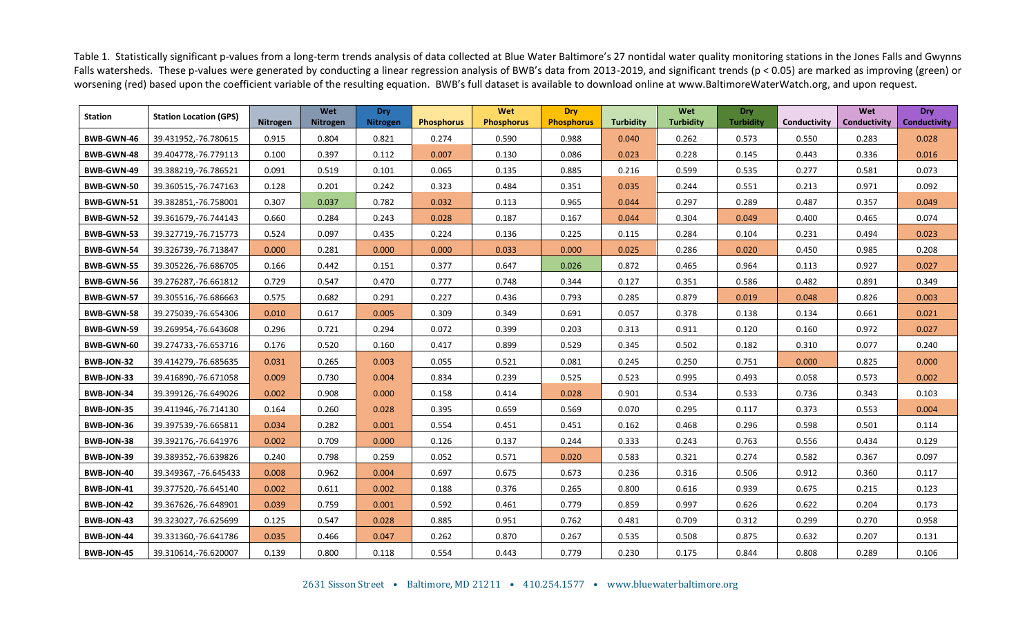Table 1. Statistically significant p-values from a long-term trends analysis of data collected at Blue Water Baltimore's 27 nontidal water quality monitoring stations in the Jones Falls and Gwynns Falls watersheds. These p-values were generated by conducting a linear regression analysis of BWB's data from 2013-2019, and significant trends ($p < 0.05$) are marked as improving (green) or worsening (red) based upon the coefficient variable of the resulting equation. BWB's full dataset is available to download online at www.BaltimoreWaterWatch.org, and upon request.

| Station | Station Location (GPS) | Nitrogen | Wet Nitrogen | Dry Nitrogen | Phosphorus | Wet Phosphorus | Dry Phosphorus | Turbidity | Wet Turbidity | Dry Turbidity | Conductivity | Wet Conductivity | Dry Conductivity |
|---|---|---|---|---|---|---|---|---|---|---|---|---|---|
| BWB-GWN-46 | 39.431952,-76.780615 | 0.915 | 0.804 | 0.821 | 0.274 | 0.590 | 0.988 | 0.040 | 0.262 | 0.573 | 0.550 | 0.283 | 0.028 |
| BWB-GWN-48 | 39.404778,-76.779113 | 0.100 | 0.397 | 0.112 | 0.007 | 0.130 | 0.086 | 0.023 | 0.228 | 0.145 | 0.443 | 0.336 | 0.016 |
| BWB-GWN-49 | 39.388219,-76.786521 | 0.091 | 0.519 | 0.101 | 0.065 | 0.135 | 0.885 | 0.216 | 0.599 | 0.535 | 0.277 | 0.581 | 0.073 |
| BWB-GWN-50 | 39.360515,-76.747163 | 0.128 | 0.201 | 0.242 | 0.323 | 0.484 | 0.351 | 0.035 | 0.244 | 0.551 | 0.213 | 0.971 | 0.092 |
| BWB-GWN-51 | 39.382851,-76.758001 | 0.307 | 0.037 | 0.782 | 0.032 | 0.113 | 0.965 | 0.044 | 0.297 | 0.289 | 0.487 | 0.357 | 0.049 |
| BWB-GWN-52 | 39.361679,-76.744143 | 0.660 | 0.284 | 0.243 | 0.028 | 0.187 | 0.167 | 0.044 | 0.304 | 0.049 | 0.400 | 0.465 | 0.074 |
| BWB-GWN-53 | 39.327719,-76.715773 | 0.524 | 0.097 | 0.435 | 0.224 | 0.136 | 0.225 | 0.115 | 0.284 | 0.104 | 0.231 | 0.494 | 0.023 |
| BWB-GWN-54 | 39.326739,-76.713847 | 0.000 | 0.281 | 0.000 | 0.000 | 0.033 | 0.000 | 0.025 | 0.286 | 0.020 | 0.450 | 0.985 | 0.208 |
| BWB-GWN-55 | 39.305226,-76.686705 | 0.166 | 0.442 | 0.151 | 0.377 | 0.647 | 0.026 | 0.872 | 0.465 | 0.964 | 0.113 | 0.927 | 0.027 |
| BWB-GWN-56 | 39.276287,-76.661812 | 0.729 | 0.547 | 0.470 | 0.777 | 0.748 | 0.344 | 0.127 | 0.351 | 0.586 | 0.482 | 0.891 | 0.349 |
| BWB-GWN-57 | 39.305516,-76.686663 | 0.575 | 0.682 | 0.291 | 0.227 | 0.436 | 0.793 | 0.285 | 0.879 | 0.019 | 0.048 | 0.826 | 0.003 |
| BWB-GWN-58 | 39.275039,-76.654306 | 0.010 | 0.617 | 0.005 | 0.309 | 0.349 | 0.691 | 0.057 | 0.378 | 0.138 | 0.134 | 0.661 | 0.021 |
| BWB-GWN-59 | 39.269954,-76.643608 | 0.296 | 0.721 | 0.294 | 0.072 | 0.399 | 0.203 | 0.313 | 0.911 | 0.120 | 0.160 | 0.972 | 0.027 |
| BWB-GWN-60 | 39.274733,-76.653716 | 0.176 | 0.520 | 0.160 | 0.417 | 0.899 | 0.529 | 0.345 | 0.502 | 0.182 | 0.310 | 0.077 | 0.240 |
| BWB-JON-32 | 39.414279,-76.685635 | 0.031 | 0.265 | 0.003 | 0.055 | 0.521 | 0.081 | 0.245 | 0.250 | 0.751 | 0.000 | 0.825 | 0.000 |
| BWB-JON-33 | 39.416890,-76.671058 | 0.009 | 0.730 | 0.004 | 0.834 | 0.239 | 0.525 | 0.523 | 0.995 | 0.493 | 0.058 | 0.573 | 0.002 |
| BWB-JON-34 | 39.399126,-76.649026 | 0.002 | 0.908 | 0.000 | 0.158 | 0.414 | 0.028 | 0.901 | 0.534 | 0.533 | 0.736 | 0.343 | 0.103 |
| BWB-JON-35 | 39.411946,-76.714130 | 0.164 | 0.260 | 0.028 | 0.395 | 0.659 | 0.569 | 0.070 | 0.295 | 0.117 | 0.373 | 0.553 | 0.004 |
| BWB-JON-36 | 39.397539,-76.665811 | 0.034 | 0.282 | 0.001 | 0.554 | 0.451 | 0.451 | 0.162 | 0.468 | 0.296 | 0.598 | 0.501 | 0.114 |
| BWB-JON-38 | 39.392176,-76.641976 | 0.002 | 0.709 | 0.000 | 0.126 | 0.137 | 0.244 | 0.333 | 0.243 | 0.763 | 0.556 | 0.434 | 0.129 |
| BWB-JON-39 | 39.389352,-76.639826 | 0.240 | 0.798 | 0.259 | 0.052 | 0.571 | 0.020 | 0.583 | 0.321 | 0.274 | 0.582 | 0.367 | 0.097 |
| BWB-JON-40 | 39.349367, -76.645433 | 0.008 | 0.962 | 0.004 | 0.697 | 0.675 | 0.673 | 0.236 | 0.316 | 0.506 | 0.912 | 0.360 | 0.117 |
| BWB-JON-41 | 39.377520,-76.645140 | 0.002 | 0.611 | 0.002 | 0.188 | 0.376 | 0.265 | 0.800 | 0.616 | 0.939 | 0.675 | 0.215 | 0.123 |
| BWB-JON-42 | 39.367626,-76.648901 | 0.039 | 0.759 | 0.001 | 0.592 | 0.461 | 0.779 | 0.859 | 0.997 | 0.626 | 0.622 | 0.204 | 0.173 |
| BWB-JON-43 | 39.323027,-76.625699 | 0.125 | 0.547 | 0.028 | 0.885 | 0.951 | 0.762 | 0.481 | 0.709 | 0.312 | 0.299 | 0.270 | 0.958 |
| BWB-JON-44 | 39.331360,-76.641786 | 0.035 | 0.466 | 0.047 | 0.262 | 0.870 | 0.267 | 0.535 | 0.508 | 0.875 | 0.632 | 0.207 | 0.131 |
| BWB-JON-45 | 39.310614,-76.620007 | 0.139 | 0.800 | 0.118 | 0.554 | 0.443 | 0.779 | 0.230 | 0.175 | 0.844 | 0.808 | 0.289 | 0.106 |